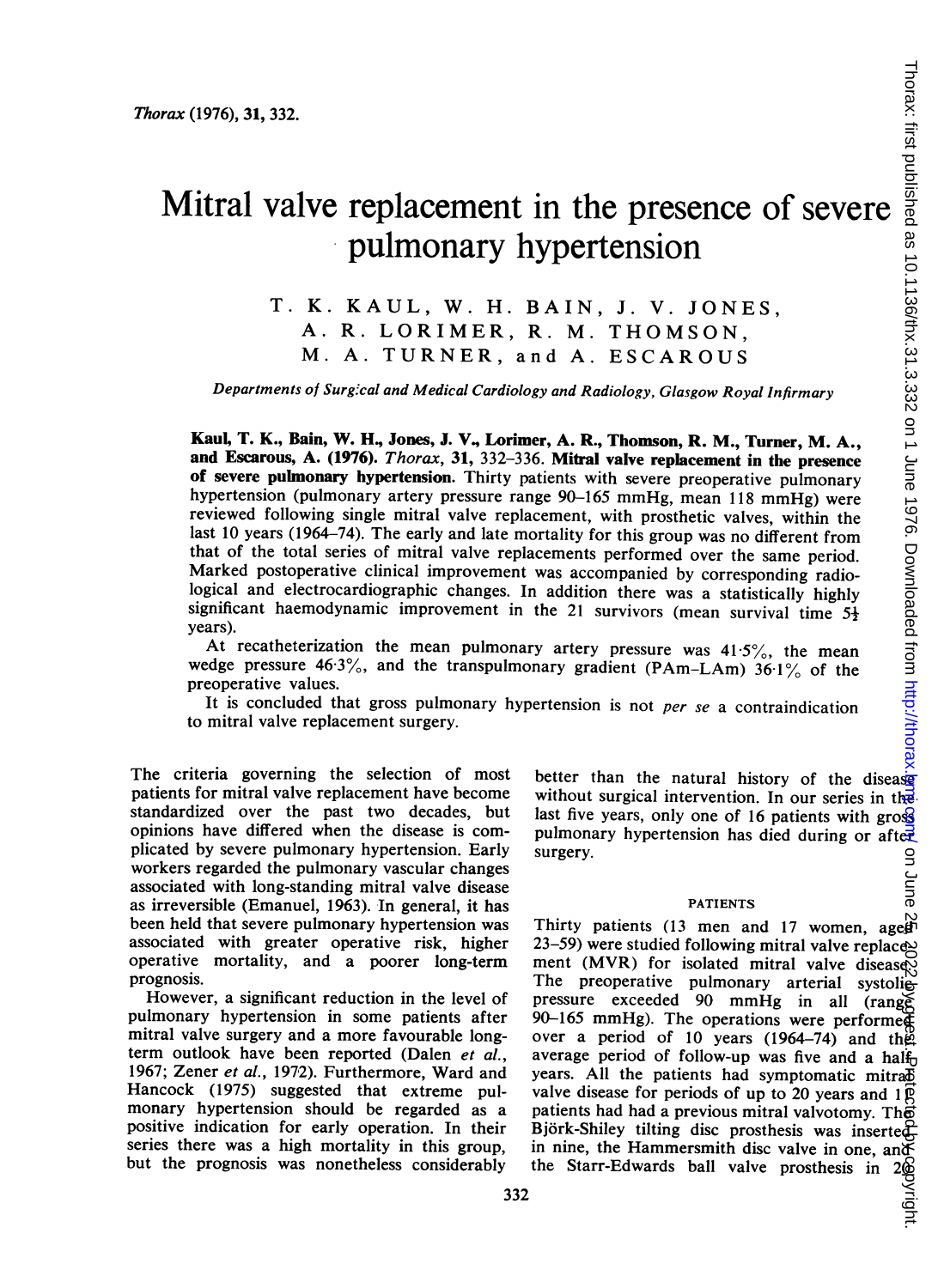# Mitral valve replacement in the presence of severe pulmonary hypertension

T. K. KAUL, W. H. BAIN, J. V. JONES, A. R. LORIMER, R. M. THOMSON, M. A. TURNER, and A. ESCAROUS

*Departments of Surgical and Medical Cardiology and Radiology, Glasgow Royal Infirmary*

**Kaul, T. K., Bain, W. H., Jones, J. V., Lorimer, A. R., Thomson, R. M., Turner, M. A., and Escarous, A. (1976).** *Thorax*, **31**, 332–336. **Mitral valve replacement in the presence of severe pulmonary hypertension.** Thirty patients with severe preoperative pulmonary hypertension (pulmonary artery pressure range 90–165 mmHg, mean 118 mmHg) were reviewed following single mitral valve replacement, with prosthetic valves, within the last 10 years (1964–74). The early and late mortality for this group was no different from that of the total series of mitral valve replacements performed over the same period. Marked postoperative clinical improvement was accompanied by corresponding radiological and electrocardiographic changes. In addition there was a statistically highly significant haemodynamic improvement in the 21 survivors (mean survival time 5½ years).

At recatheterization the mean pulmonary artery pressure was 41·5%, the mean wedge pressure 46·3%, and the transpulmonary gradient (PAm–LAm) 36·1% of the preoperative values.

It is concluded that gross pulmonary hypertension is not *per se* a contraindication to mitral valve replacement surgery.

The criteria governing the selection of most patients for mitral valve replacement have become standardized over the past two decades, but opinions have differed when the disease is complicated by severe pulmonary hypertension. Early workers regarded the pulmonary vascular changes associated with long-standing mitral valve disease as irreversible (Emanuel, 1963). In general, it has been held that severe pulmonary hypertension was associated with greater operative risk, higher operative mortality, and a poorer long-term prognosis.

However, a significant reduction in the level of pulmonary hypertension in some patients after mitral valve surgery and a more favourable long-term outlook have been reported (Dalen *et al.*, 1967; Zener *et al.*, 1972). Furthermore, Ward and Hancock (1975) suggested that extreme pulmonary hypertension should be regarded as a positive indication for early operation. In their series there was a high mortality in this group, but the prognosis was nonetheless considerably better than the natural history of the disease without surgical intervention. In our series in the last five years, only one of 16 patients with gross pulmonary hypertension has died during or after surgery.

## PATIENTS

Thirty patients (13 men and 17 women, aged 23–59) were studied following mitral valve replacement (MVR) for isolated mitral valve disease. The preoperative pulmonary arterial systolic pressure exceeded 90 mmHg in all (range 90–165 mmHg). The operations were performed over a period of 10 years (1964–74) and the average period of follow-up was five and a half years. All the patients had symptomatic mitral valve disease for periods of up to 20 years and 11 patients had had a previous mitral valvotomy. The Björk-Shiley tilting disc prosthesis was inserted in nine, the Hammersmith disc valve in one, and the Starr-Edwards ball valve prosthesis in 20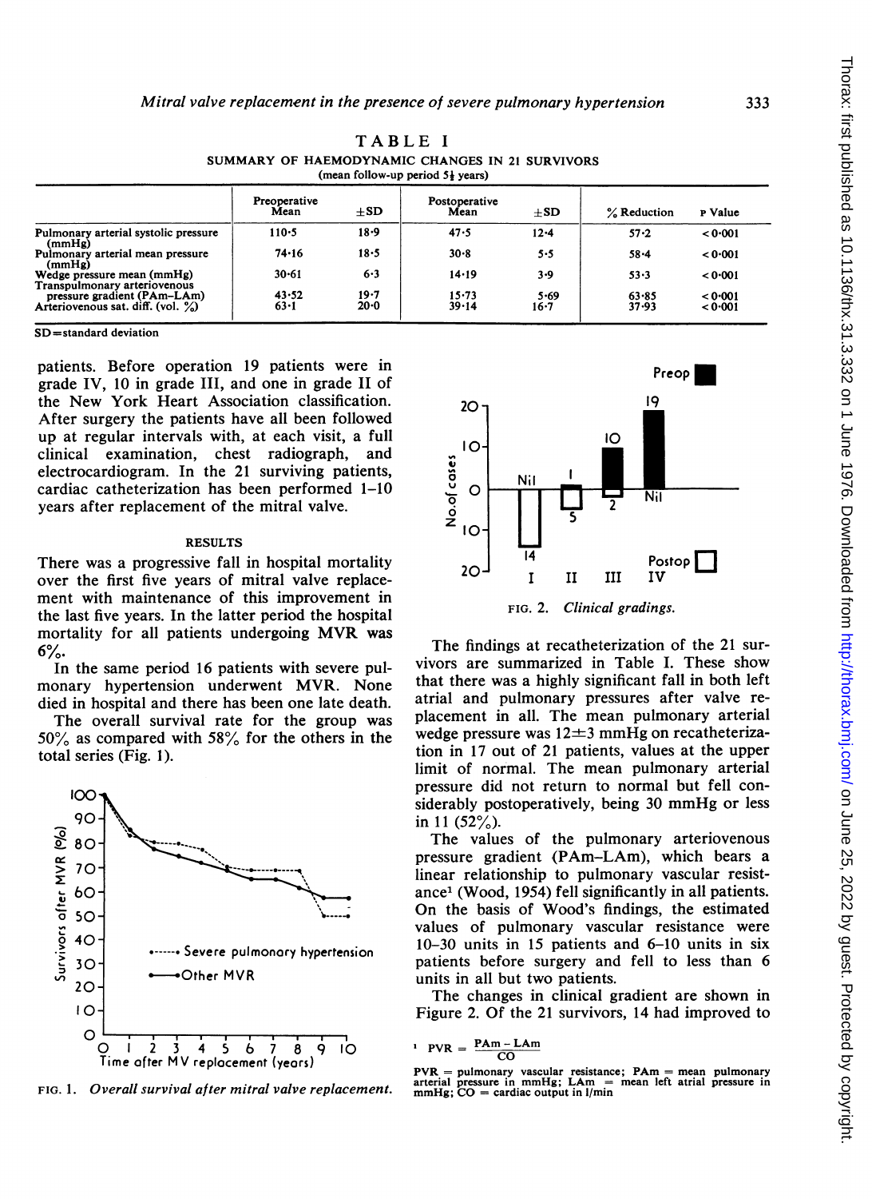TABLE I

SUMMARY OF HAEMODYNAMIC CHANGES IN 21 SURVIVORS
(mean follow-up period 5½ years)

| | Preoperative Mean | ±SD | Postoperative Mean | ±SD | % Reduction | P Value |
|---|---|---|---|---|---|---|
| Pulmonary arterial systolic pressure (mmHg) | 110·5 | 18·9 | 47·5 | 12·4 | 57·2 | <0·001 |
| Pulmonary arterial mean pressure (mmHg) | 74·16 | 18·5 | 30·8 | 5·5 | 58·4 | <0·001 |
| Wedge pressure mean (mmHg) | 30·61 | 6·3 | 14·19 | 3·9 | 53·3 | <0·001 |
| Transpulmonary arteriovenous pressure gradient (PAm–LAm) | 43·52 | 19·7 | 15·73 | 5·69 | 63·85 | <0·001 |
| Arteriovenous sat. diff. (vol. %) | 63·1 | 20·0 | 39·14 | 16·7 | 37·93 | <0·001 |

SD = standard deviation

patients. Before operation 19 patients were in grade IV, 10 in grade III, and one in grade II of the New York Heart Association classification. After surgery the patients have all been followed up at regular intervals with, at each visit, a full clinical examination, chest radiograph, and electrocardiogram. In the 21 surviving patients, cardiac catheterization has been performed 1–10 years after replacement of the mitral valve.

## RESULTS

There was a progressive fall in hospital mortality over the first five years of mitral valve replacement with maintenance of this improvement in the last five years. In the latter period the hospital mortality for all patients undergoing MVR was 6%.

In the same period 16 patients with severe pulmonary hypertension underwent MVR. None died in hospital and there has been one late death.

The overall survival rate for the group was 50% as compared with 58% for the others in the total series (Fig. 1).

FIG. 1. *Overall survival after mitral valve replacement.*

FIG. 2. *Clinical gradings.*

The findings at recatheterization of the 21 survivors are summarized in Table I. These show that there was a highly significant fall in both left atrial and pulmonary pressures after valve replacement in all. The mean pulmonary arterial wedge pressure was 12±3 mmHg on recatheterization in 17 out of 21 patients, values at the upper limit of normal. The mean pulmonary arterial pressure did not return to normal but fell considerably postoperatively, being 30 mmHg or less in 11 (52%).

The values of the pulmonary arteriovenous pressure gradient (PAm–LAm), which bears a linear relationship to pulmonary vascular resistance[1] (Wood, 1954) fell significantly in all patients. On the basis of Wood's findings, the estimated values of pulmonary vascular resistance were 10–30 units in 15 patients and 6–10 units in six patients before surgery and fell to less than 6 units in all but two patients.

The changes in clinical gradient are shown in Figure 2. Of the 21 survivors, 14 had improved to

[1] $PVR = \frac{PAm - LAm}{CO}$

PVR = pulmonary vascular resistance; PAm = mean pulmonary arterial pressure in mmHg; LAm = mean left atrial pressure in mmHg; CO = cardiac output in l/min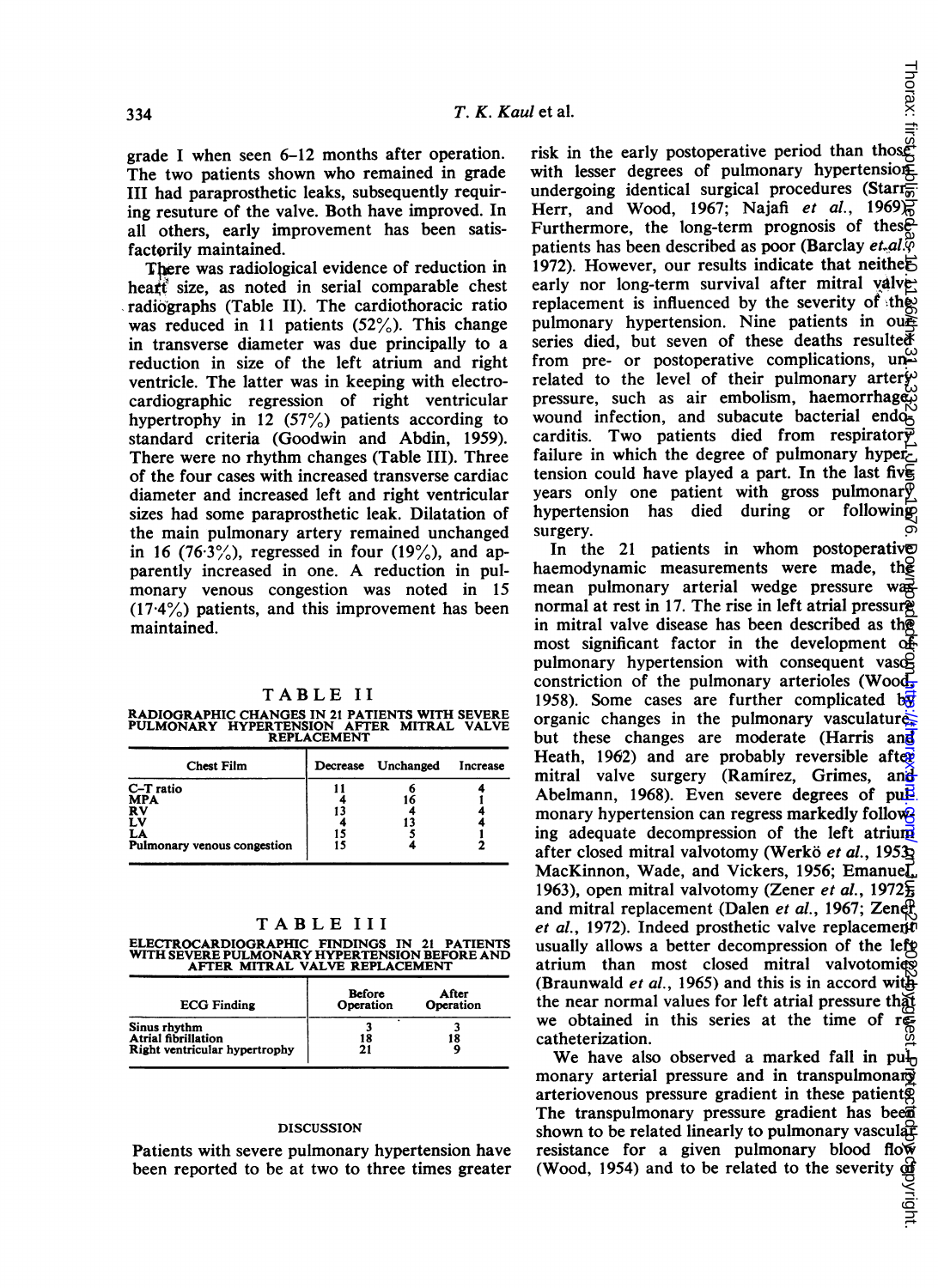grade I when seen 6–12 months after operation. The two patients shown who remained in grade III had paraprosthetic leaks, subsequently requiring resuture of the valve. Both have improved. In all others, early improvement has been satisfactorily maintained.

There was radiological evidence of reduction in heart size, as noted in serial comparable chest radiographs (Table II). The cardiothoracic ratio was reduced in 11 patients (52%). This change in transverse diameter was due principally to a reduction in size of the left atrium and right ventricle. The latter was in keeping with electrocardiographic regression of right ventricular hypertrophy in 12 (57%) patients according to standard criteria (Goodwin and Abdin, 1959). There were no rhythm changes (Table III). Three of the four cases with increased transverse cardiac diameter and increased left and right ventricular sizes had some paraprosthetic leak. Dilatation of the main pulmonary artery remained unchanged in 16 (76·3%), regressed in four (19%), and apparently increased in one. A reduction in pulmonary venous congestion was noted in 15 (17·4%) patients, and this improvement has been maintained.

TABLE II

RADIOGRAPHIC CHANGES IN 21 PATIENTS WITH SEVERE PULMONARY HYPERTENSION AFTER MITRAL VALVE REPLACEMENT

| Chest Film | Decrease | Unchanged | Increase |
|---|---|---|---|
| C–T ratio | 11 | 6 | 4 |
| MPA | 4 | 16 | 1 |
| RV | 13 | 4 | 4 |
| LV | 4 | 13 | 4 |
| LA | 15 | 5 | 1 |
| Pulmonary venous congestion | 15 | 4 | 2 |

TABLE III

ELECTROCARDIOGRAPHIC FINDINGS IN 21 PATIENTS WITH SEVERE PULMONARY HYPERTENSION BEFORE AND AFTER MITRAL VALVE REPLACEMENT

| ECG Finding | Before Operation | After Operation |
|---|---|---|
| Sinus rhythm | 3 | 3 |
| Atrial fibrillation | 18 | 18 |
| Right ventricular hypertrophy | 21 | 9 |

## DISCUSSION

Patients with severe pulmonary hypertension have been reported to be at two to three times greater risk in the early postoperative period than those with lesser degrees of pulmonary hypertension undergoing identical surgical procedures (Starr, Herr, and Wood, 1967; Najafi *et al.*, 1969). Furthermore, the long-term prognosis of these patients has been described as poor (Barclay *et al.*, 1972). However, our results indicate that neither early nor long-term survival after mitral valve replacement is influenced by the severity of the pulmonary hypertension. Nine patients in our series died, but seven of these deaths resulted from pre- or postoperative complications, unrelated to the level of their pulmonary artery pressure, such as air embolism, haemorrhage, wound infection, and subacute bacterial endocarditis. Two patients died from respiratory failure in which the degree of pulmonary hypertension could have played a part. In the last five years only one patient with gross pulmonary hypertension has died during or following surgery.

In the 21 patients in whom postoperative haemodynamic measurements were made, the mean pulmonary arterial wedge pressure was normal at rest in 17. The rise in left atrial pressure in mitral valve disease has been described as the most significant factor in the development of pulmonary hypertension with consequent vasoconstriction of the pulmonary arterioles (Wood, 1958). Some cases are further complicated by organic changes in the pulmonary vasculature, but these changes are moderate (Harris and Heath, 1962) and are probably reversible after mitral valve surgery (Ramírez, Grimes, and Abelmann, 1968). Even severe degrees of pulmonary hypertension can regress markedly following adequate decompression of the left atrium after closed mitral valvotomy (Werkö *et al.*, 1953; MacKinnon, Wade, and Vickers, 1956; Emanuel, 1963), open mitral valvotomy (Zener *et al.*, 1972) and mitral replacement (Dalen *et al.*, 1967; Zener *et al.*, 1972). Indeed prosthetic valve replacement usually allows a better decompression of the left atrium than most closed mitral valvotomies (Braunwald *et al.*, 1965) and this is in accord with the near normal values for left atrial pressure that we obtained in this series at the time of recatheterization.

We have also observed a marked fall in pulmonary arterial pressure and in transpulmonary arteriovenous pressure gradient in these patients. The transpulmonary pressure gradient has been shown to be related linearly to pulmonary vascular resistance for a given pulmonary blood flow (Wood, 1954) and to be related to the severity of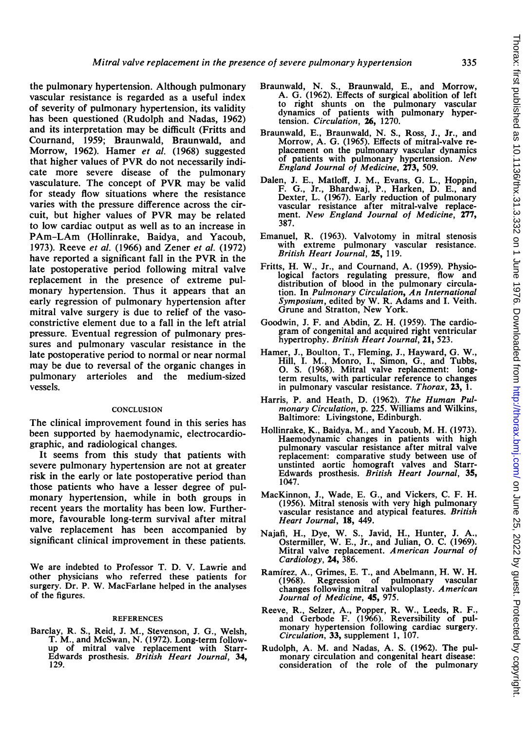the pulmonary hypertension. Although pulmonary vascular resistance is regarded as a useful index of severity of pulmonary hypertension, its validity has been questioned (Rudolph and Nadas, 1962) and its interpretation may be difficult (Fritts and Cournand, 1959; Braunwald, Braunwald, and Morrow, 1962). Hamer *et al.* (1968) suggested that higher values of PVR do not necessarily indicate more severe disease of the pulmonary vasculature. The concept of PVR may be valid for steady flow situations where the resistance varies with the pressure difference across the circuit, but higher values of PVR may be related to low cardiac output as well as to an increase in PAm–LAm (Hollinrake, Baidya, and Yacoub, 1973). Reeve *et al.* (1966) and Zener *et al.* (1972) have reported a significant fall in the PVR in the late postoperative period following mitral valve replacement in the presence of extreme pulmonary hypertension. Thus it appears that an early regression of pulmonary hypertension after mitral valve surgery is due to relief of the vasoconstrictive element due to a fall in the left atrial pressure. Eventual regression of pulmonary pressures and pulmonary vascular resistance in the late postoperative period to normal or near normal may be due to reversal of the organic changes in pulmonary arterioles and the medium-sized vessels.

## CONCLUSION

The clinical improvement found in this series has been supported by haemodynamic, electrocardiographic, and radiological changes.

It seems from this study that patients with severe pulmonary hypertension are not at greater risk in the early or late postoperative period than those patients who have a lesser degree of pulmonary hypertension, while in both groups in recent years the mortality has been low. Furthermore, favourable long-term survival after mitral valve replacement has been accompanied by significant clinical improvement in these patients.

We are indebted to Professor T. D. V. Lawrie and other physicians who referred these patients for surgery. Dr. P. W. MacFarlane helped in the analyses of the figures.

## REFERENCES

Barclay, R. S., Reid, J. M., Stevenson, J. G., Welsh, T. M., and McSwan, N. (1972). Long-term follow-up of mitral valve replacement with Starr-Edwards prosthesis. *British Heart Journal*, **34**, 129.

Braunwald, N. S., Braunwald, E., and Morrow, A. G. (1962). Effects of surgical abolition of left to right shunts on the pulmonary vascular dynamics of patients with pulmonary hypertension. *Circulation*, **26**, 1270.

Braunwald, E., Braunwald, N. S., Ross, J., Jr., and Morrow, A. G. (1965). Effects of mitral-valve replacement on the pulmonary vascular dynamics of patients with pulmonary hypertension. *New England Journal of Medicine*, **273**, 509.

Dalen, J. E., Matloff, J. M., Evans, G. L., Hoppin, F. G., Jr., Bhardwaj, P., Harken, D. E., and Dexter, L. (1967). Early reduction of pulmonary vascular resistance after mitral-valve replacement. *New England Journal of Medicine*, **277**, 387.

Emanuel, R. (1963). Valvotomy in mitral stenosis with extreme pulmonary vascular resistance. *British Heart Journal*, **25**, 119.

Fritts, H. W., Jr., and Cournand, A. (1959). Physiological factors regulating pressure, flow and distribution of blood in the pulmonary circulation. In *Pulmonary Circulation, An International Symposium*, edited by W. R. Adams and I. Veith. Grune and Stratton, New York.

Goodwin, J. F. and Abdin, Z. H. (1959). The cardiogram of congenital and acquired right ventricular hypertrophy. *British Heart Journal*, **21**, 523.

Hamer, J., Boulton, T., Fleming, J., Hayward, G. W., Hill, I. M., Monro, I., Simon, G., and Tubbs, O. S. (1968). Mitral valve replacement: long-term results, with particular reference to changes in pulmonary vascular resistance. *Thorax*, **23**, 1.

Harris, P. and Heath, D. (1962). *The Human Pulmonary Circulation*, p. 225. Williams and Wilkins, Baltimore: Livingstone, Edinburgh.

Hollinrake, K., Baidya, M., and Yacoub, M. H. (1973). Haemodynamic changes in patients with high pulmonary vascular resistance after mitral valve replacement: comparative study between use of unstinted aortic homograft valves and Starr-Edwards prosthesis. *British Heart Journal*, **35**, 1047.

MacKinnon, J., Wade, E. G., and Vickers, C. F. H. (1956). Mitral stenosis with very high pulmonary vascular resistance and atypical features. *British Heart Journal*, **18**, 449.

Najafi, H., Dye, W. S., Javid, H., Hunter, J. A., Ostermiller, W. E., Jr., and Julian, O. C. (1969). Mitral valve replacement. *American Journal of Cardiology*, **24**, 386.

Ramírez, A., Grimes, E. T., and Abelmann, H. W. H. (1968). Regression of pulmonary vascular changes following mitral valvuloplasty. *American Journal of Medicine*, **45**, 975.

Reeve, R., Selzer, A., Popper, R. W., Leeds, R. F., and Gerbode F. (1966). Reversibility of pulmonary hypertension following cardiac surgery. *Circulation*, **33**, supplement 1, 107.

Rudolph, A. M. and Nadas, A. S. (1962). The pulmonary circulation and congenital heart disease: consideration of the role of the pulmonary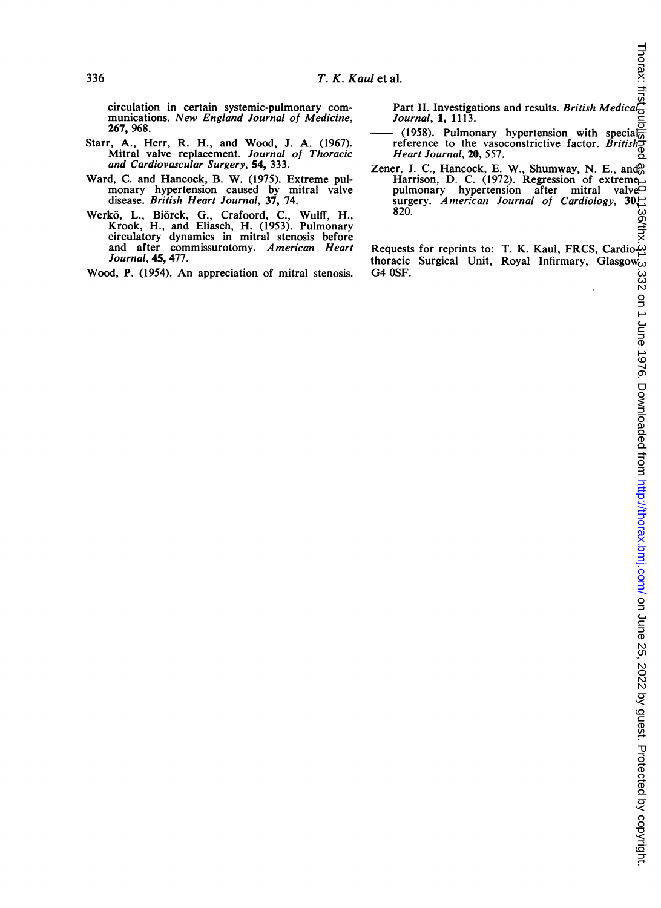circulation in certain systemic-pulmonary communications. *New England Journal of Medicine*, **267**, 968.

Starr, A., Herr, R. H., and Wood, J. A. (1967). Mitral valve replacement. *Journal of Thoracic and Cardiovascular Surgery*, **54**, 333.

Ward, C. and Hancock, B. W. (1975). Extreme pulmonary hypertension caused by mitral valve disease. *British Heart Journal*, **37**, 74.

Werkö, L., Biörck, G., Crafoord, C., Wulff, H., Krook, H., and Eliasch, H. (1953). Pulmonary circulatory dynamics in mitral stenosis before and after commissurotomy. *American Heart Journal*, **45**, 477.

Wood, P. (1954). An appreciation of mitral stenosis. Part II. Investigations and results. *British Medical Journal*, **1**, 1113.

—— (1958). Pulmonary hypertension with special reference to the vasoconstrictive factor. *British Heart Journal*, **20**, 557.

Zener, J. C., Hancock, E. W., Shumway, N. E., and Harrison, D. C. (1972). Regression of extreme pulmonary hypertension after mitral valve surgery. *American Journal of Cardiology*, **30**, 820.

Requests for reprints to: T. K. Kaul, FRCS, Cardiothoracic Surgical Unit, Royal Infirmary, Glasgow G4 0SF.